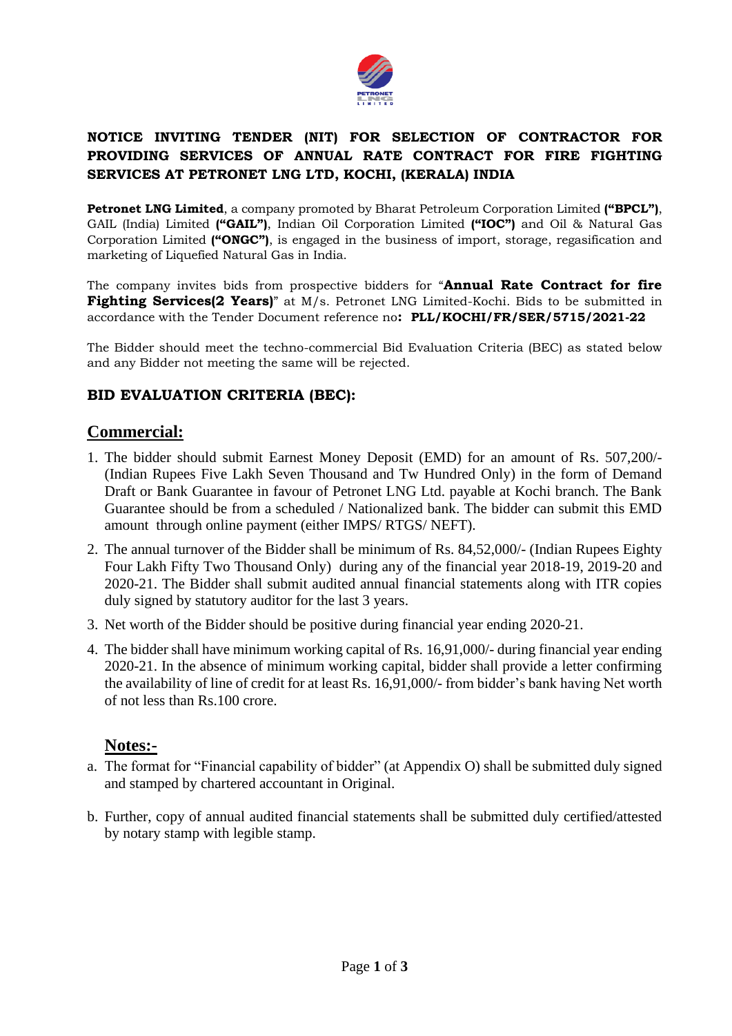**NOTICE INVITING TENDER (NIT) FOR SELECTION OF CONTRACTOR FOR PROVIDING SERVICES OF ANNUAL RATE CONTRACT FOR FIRE FIGHTING SERVICES AT PETRONET LNG LTD, KOCHI, (KERALA) INDIA**

**Petronet LNG Limited**, a company promoted by Bharat Petroleum Corporation Limited **("BPCL")**, GAIL (India) Limited **("GAIL")**, Indian Oil Corporation Limited **("IOC")** and Oil & Natural Gas Corporation Limited **("ONGC")**, is engaged in the business of import, storage, regasification and marketing of Liquefied Natural Gas in India.

The company invites bids from prospective bidders for "**Annual Rate Contract for fire Fighting Services(2 Years)**" at M/s. Petronet LNG Limited-Kochi. Bids to be submitted in accordance with the Tender Document reference no**: PLL/KOCHI/FR/SER/5715/2021-22**

The Bidder should meet the techno-commercial Bid Evaluation Criteria (BEC) as stated below and any Bidder not meeting the same will be rejected.

## BID EVALUATION CRITERIA (BEC):

## Commercial:

1. The bidder should submit Earnest Money Deposit (EMD) for an amount of Rs. 507,200/- (Indian Rupees Five Lakh Seven Thousand and Tw Hundred Only) in the form of Demand Draft or Bank Guarantee in favour of Petronet LNG Ltd. payable at Kochi branch. The Bank Guarantee should be from a scheduled / Nationalized bank. The bidder can submit this EMD amount through online payment (either IMPS/ RTGS/ NEFT).
2. The annual turnover of the Bidder shall be minimum of Rs. 84,52,000/- (Indian Rupees Eighty Four Lakh Fifty Two Thousand Only) during any of the financial year 2018-19, 2019-20 and 2020-21. The Bidder shall submit audited annual financial statements along with ITR copies duly signed by statutory auditor for the last 3 years.
3. Net worth of the Bidder should be positive during financial year ending 2020-21.
4. The bidder shall have minimum working capital of Rs. 16,91,000/- during financial year ending 2020-21. In the absence of minimum working capital, bidder shall provide a letter confirming the availability of line of credit for at least Rs. 16,91,000/- from bidder's bank having Net worth of not less than Rs.100 crore.

### Notes:-

a. The format for "Financial capability of bidder" (at Appendix O) shall be submitted duly signed and stamped by chartered accountant in Original.

b. Further, copy of annual audited financial statements shall be submitted duly certified/attested by notary stamp with legible stamp.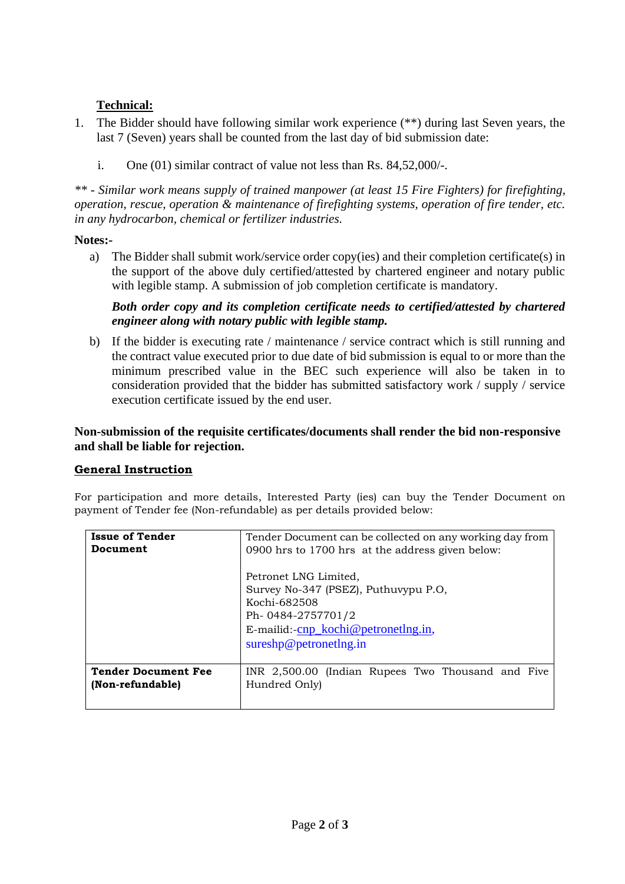**Technical:**

1. The Bidder should have following similar work experience (**) during last Seven years, the last 7 (Seven) years shall be counted from the last day of bid submission date:

    i. One (01) similar contract of value not less than Rs. 84,52,000/-.

*** - Similar work means supply of trained manpower (at least 15 Fire Fighters) for firefighting, operation, rescue, operation & maintenance of firefighting systems, operation of fire tender, etc. in any hydrocarbon, chemical or fertilizer industries.*

**Notes:-**

a) The Bidder shall submit work/service order copy(ies) and their completion certificate(s) in the support of the above duly certified/attested by chartered engineer and notary public with legible stamp. A submission of job completion certificate is mandatory.

   ***Both order copy and its completion certificate needs to certified/attested by chartered engineer along with notary public with legible stamp.***

b) If the bidder is executing rate / maintenance / service contract which is still running and the contract value executed prior to due date of bid submission is equal to or more than the minimum prescribed value in the BEC such experience will also be taken in to consideration provided that the bidder has submitted satisfactory work / supply / service execution certificate issued by the end user.

**Non-submission of the requisite certificates/documents shall render the bid non-responsive and shall be liable for rejection.**

**General Instruction**

For participation and more details, Interested Party (ies) can buy the Tender Document on payment of Tender fee (Non-refundable) as per details provided below:

| | |
|---|---|
| **Issue of Tender Document** | Tender Document can be collected on any working day from 0900 hrs to 1700 hrs at the address given below:<br><br>Petronet LNG Limited,<br>Survey No-347 (PSEZ), Puthuvypu P.O,<br>Kochi-682508<br>Ph- 0484-2757701/2<br>E-mailid:-cnp_kochi@petronetlng.in, sureshp@petronetlng.in |
| **Tender Document Fee (Non-refundable)** | INR 2,500.00 (Indian Rupees Two Thousand and Five Hundred Only) |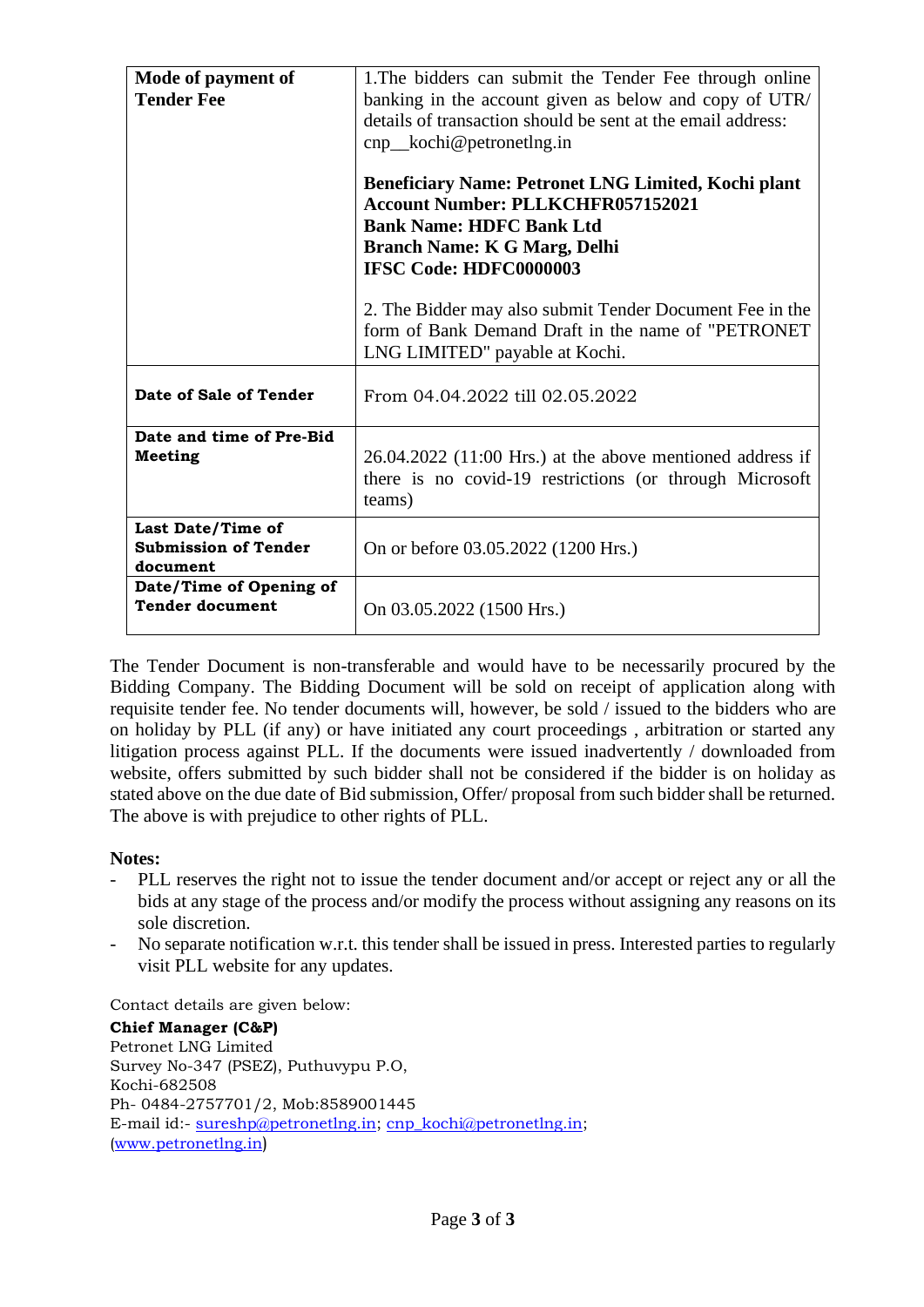| | |
|---|---|
| **Mode of payment of Tender Fee** | 1.The bidders can submit the Tender Fee through online banking in the account given as below and copy of UTR/ details of transaction should be sent at the email address: cnp__kochi@petronetlng.in<br><br>**Beneficiary Name: Petronet LNG Limited, Kochi plant**<br>**Account Number: PLLKCHFR057152021**<br>**Bank Name: HDFC Bank Ltd**<br>**Branch Name: K G Marg, Delhi**<br>**IFSC Code: HDFC0000003**<br><br>2. The Bidder may also submit Tender Document Fee in the form of Bank Demand Draft in the name of "PETRONET LNG LIMITED" payable at Kochi. |
| **Date of Sale of Tender** | From 04.04.2022 till 02.05.2022 |
| **Date and time of Pre-Bid Meeting** | 26.04.2022 (11:00 Hrs.) at the above mentioned address if there is no covid-19 restrictions (or through Microsoft teams) |
| **Last Date/Time of Submission of Tender document** | On or before 03.05.2022 (1200 Hrs.) |
| **Date/Time of Opening of Tender document** | On 03.05.2022 (1500 Hrs.) |

The Tender Document is non-transferable and would have to be necessarily procured by the Bidding Company. The Bidding Document will be sold on receipt of application along with requisite tender fee. No tender documents will, however, be sold / issued to the bidders who are on holiday by PLL (if any) or have initiated any court proceedings , arbitration or started any litigation process against PLL. If the documents were issued inadvertently / downloaded from website, offers submitted by such bidder shall not be considered if the bidder is on holiday as stated above on the due date of Bid submission, Offer/ proposal from such bidder shall be returned. The above is with prejudice to other rights of PLL.

**Notes:**

- PLL reserves the right not to issue the tender document and/or accept or reject any or all the bids at any stage of the process and/or modify the process without assigning any reasons on its sole discretion.
- No separate notification w.r.t. this tender shall be issued in press. Interested parties to regularly visit PLL website for any updates.

Contact details are given below:

**Chief Manager (C&P)**
Petronet LNG Limited
Survey No-347 (PSEZ), Puthuvypu P.O,
Kochi-682508
Ph- 0484-2757701/2, Mob:8589001445
E-mail id:- sureshp@petronetlng.in; cnp_kochi@petronetlng.in;
(www.petronetlng.in)